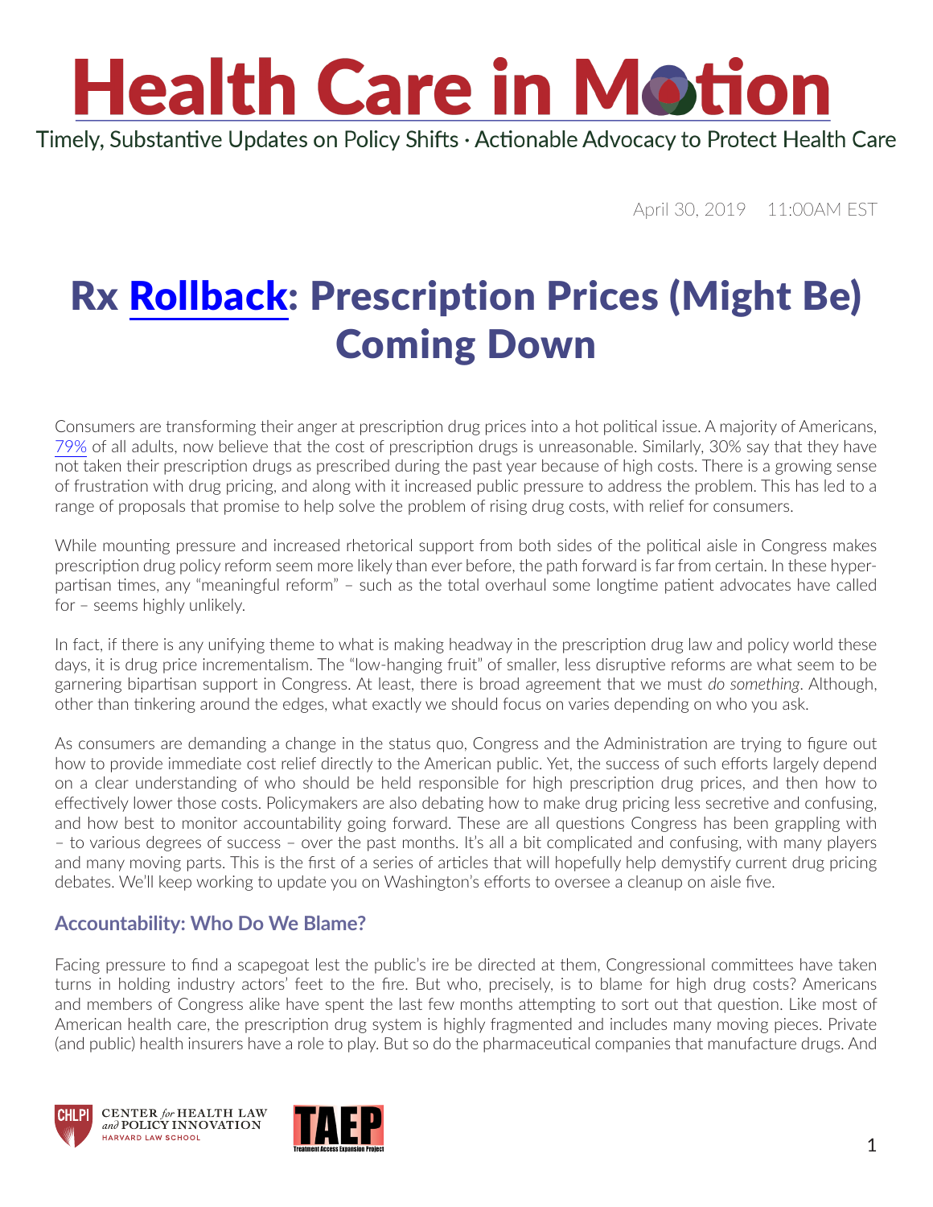# Health Care in Motion

Timely, Substantive Updates on Policy Shifts · Actionable Advocacy to Protect Health Care

April 30, 2019 11:00AM EST

# Rx Rollback: Prescription Prices (Might Be) Coming Down

Consumers are transforming their anger at prescription drug prices into a hot political issue. A majority of Americans, 79% of all adults, now believe that the cost of prescription drugs is unreasonable. Similarly, 30% say that they have not taken their prescription drugs as prescribed during the past year because of high costs. There is a growing sense of frustration with drug pricing, and along with it increased public pressure to address the problem. This has led to a range of proposals that promise to help solve the problem of rising drug costs, with relief for consumers.

While mounting pressure and increased rhetorical support from both sides of the political aisle in Congress makes prescription drug policy reform seem more likely than ever before, the path forward is far from certain. In these hyper-partisan times, any "meaningful reform" – such as the total overhaul some longtime patient advocates have called for – seems highly unlikely.

In fact, if there is any unifying theme to what is making headway in the prescription drug law and policy world these days, it is drug price incrementalism. The "low-hanging fruit" of smaller, less disruptive reforms are what seem to be garnering bipartisan support in Congress. At least, there is broad agreement that we must *do something*. Although, other than tinkering around the edges, what exactly we should focus on varies depending on who you ask.

As consumers are demanding a change in the status quo, Congress and the Administration are trying to figure out how to provide immediate cost relief directly to the American public. Yet, the success of such efforts largely depend on a clear understanding of who should be held responsible for high prescription drug prices, and then how to effectively lower those costs. Policymakers are also debating how to make drug pricing less secretive and confusing, and how best to monitor accountability going forward. These are all questions Congress has been grappling with – to various degrees of success – over the past months. It's all a bit complicated and confusing, with many players and many moving parts. This is the first of a series of articles that will hopefully help demystify current drug pricing debates. We'll keep working to update you on Washington's efforts to oversee a cleanup on aisle five.

## Accountability: Who Do We Blame?

Facing pressure to find a scapegoat lest the public's ire be directed at them, Congressional committees have taken turns in holding industry actors' feet to the fire. But who, precisely, is to blame for high drug costs? Americans and members of Congress alike have spent the last few months attempting to sort out that question. Like most of American health care, the prescription drug system is highly fragmented and includes many moving pieces. Private (and public) health insurers have a role to play. But so do the pharmaceutical companies that manufacture drugs. And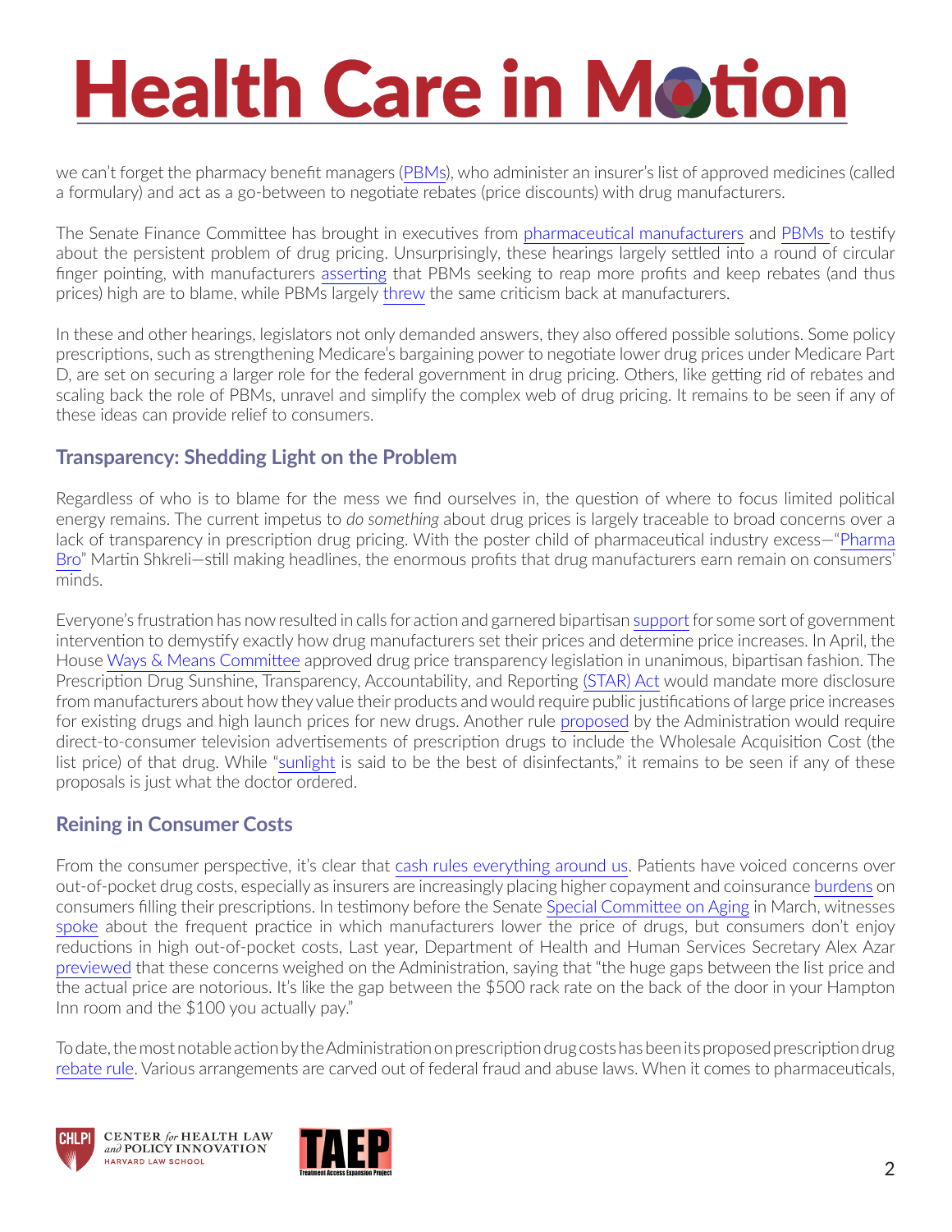we can't forget the pharmacy benefit managers (PBMs), who administer an insurer's list of approved medicines (called a formulary) and act as a go-between to negotiate rebates (price discounts) with drug manufacturers.

The Senate Finance Committee has brought in executives from pharmaceutical manufacturers and PBMs to testify about the persistent problem of drug pricing. Unsurprisingly, these hearings largely settled into a round of circular finger pointing, with manufacturers asserting that PBMs seeking to reap more profits and keep rebates (and thus prices) high are to blame, while PBMs largely threw the same criticism back at manufacturers.

In these and other hearings, legislators not only demanded answers, they also offered possible solutions. Some policy prescriptions, such as strengthening Medicare's bargaining power to negotiate lower drug prices under Medicare Part D, are set on securing a larger role for the federal government in drug pricing. Others, like getting rid of rebates and scaling back the role of PBMs, unravel and simplify the complex web of drug pricing. It remains to be seen if any of these ideas can provide relief to consumers.

## Transparency: Shedding Light on the Problem

Regardless of who is to blame for the mess we find ourselves in, the question of where to focus limited political energy remains. The current impetus to *do something* about drug prices is largely traceable to broad concerns over a lack of transparency in prescription drug pricing. With the poster child of pharmaceutical industry excess—"Pharma Bro" Martin Shkreli—still making headlines, the enormous profits that drug manufacturers earn remain on consumers' minds.

Everyone's frustration has now resulted in calls for action and garnered bipartisan support for some sort of government intervention to demystify exactly how drug manufacturers set their prices and determine price increases. In April, the House Ways & Means Committee approved drug price transparency legislation in unanimous, bipartisan fashion. The Prescription Drug Sunshine, Transparency, Accountability, and Reporting (STAR) Act would mandate more disclosure from manufacturers about how they value their products and would require public justifications of large price increases for existing drugs and high launch prices for new drugs. Another rule proposed by the Administration would require direct-to-consumer television advertisements of prescription drugs to include the Wholesale Acquisition Cost (the list price) of that drug. While "sunlight is said to be the best of disinfectants," it remains to be seen if any of these proposals is just what the doctor ordered.

## Reining in Consumer Costs

From the consumer perspective, it's clear that cash rules everything around us. Patients have voiced concerns over out-of-pocket drug costs, especially as insurers are increasingly placing higher copayment and coinsurance burdens on consumers filling their prescriptions. In testimony before the Senate Special Committee on Aging in March, witnesses spoke about the frequent practice in which manufacturers lower the price of drugs, but consumers don't enjoy reductions in high out-of-pocket costs, Last year, Department of Health and Human Services Secretary Alex Azar previewed that these concerns weighed on the Administration, saying that "the huge gaps between the list price and the actual price are notorious. It's like the gap between the $500 rack rate on the back of the door in your Hampton Inn room and the $100 you actually pay."

To date, the most notable action by the Administration on prescription drug costs has been its proposed prescription drug rebate rule. Various arrangements are carved out of federal fraud and abuse laws. When it comes to pharmaceuticals,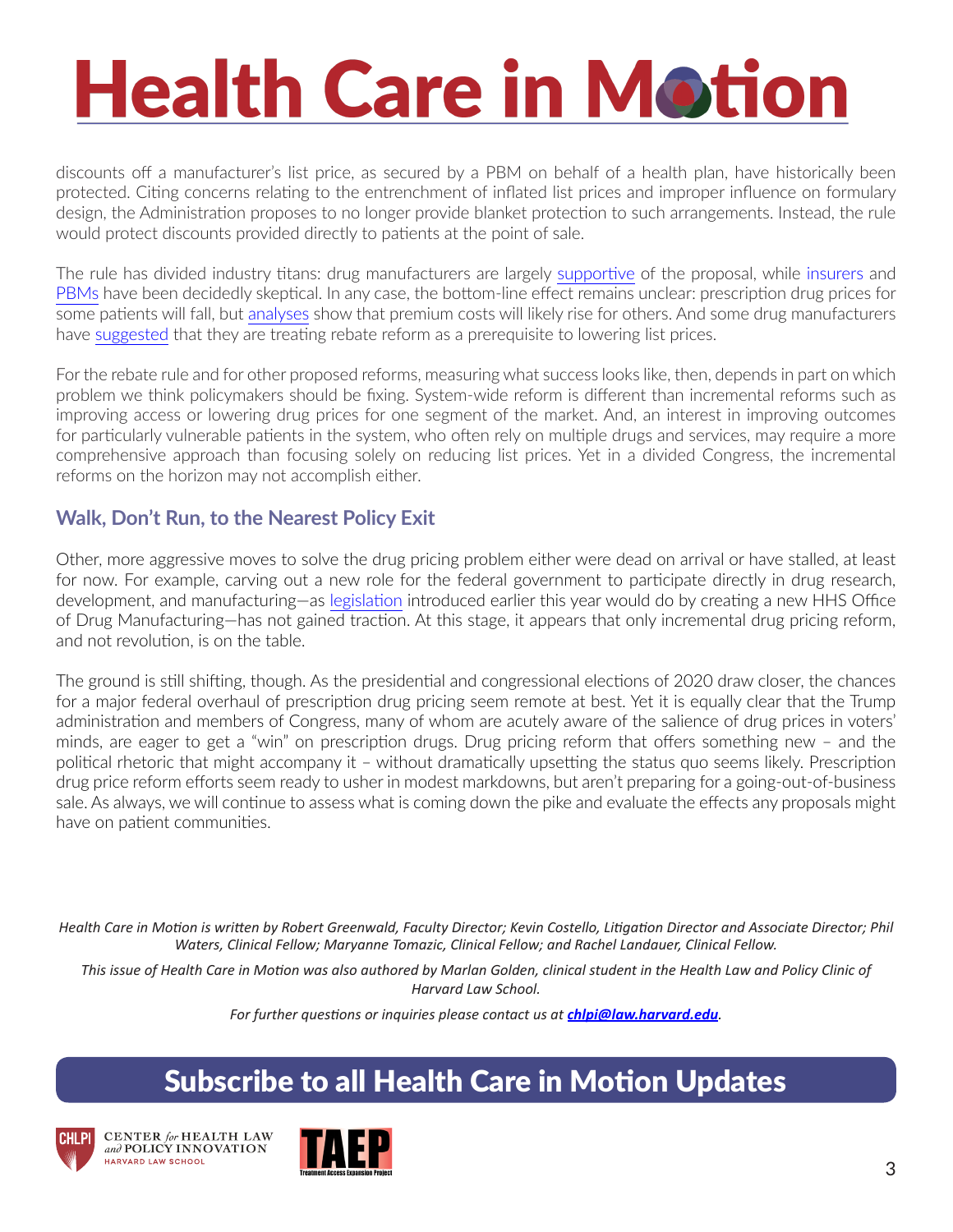discounts off a manufacturer's list price, as secured by a PBM on behalf of a health plan, have historically been protected. Citing concerns relating to the entrenchment of inflated list prices and improper influence on formulary design, the Administration proposes to no longer provide blanket protection to such arrangements. Instead, the rule would protect discounts provided directly to patients at the point of sale.

The rule has divided industry titans: drug manufacturers are largely supportive of the proposal, while insurers and PBMs have been decidedly skeptical. In any case, the bottom-line effect remains unclear: prescription drug prices for some patients will fall, but analyses show that premium costs will likely rise for others. And some drug manufacturers have suggested that they are treating rebate reform as a prerequisite to lowering list prices.

For the rebate rule and for other proposed reforms, measuring what success looks like, then, depends in part on which problem we think policymakers should be fixing. System-wide reform is different than incremental reforms such as improving access or lowering drug prices for one segment of the market. And, an interest in improving outcomes for particularly vulnerable patients in the system, who often rely on multiple drugs and services, may require a more comprehensive approach than focusing solely on reducing list prices. Yet in a divided Congress, the incremental reforms on the horizon may not accomplish either.

### Walk, Don't Run, to the Nearest Policy Exit

Other, more aggressive moves to solve the drug pricing problem either were dead on arrival or have stalled, at least for now. For example, carving out a new role for the federal government to participate directly in drug research, development, and manufacturing—as legislation introduced earlier this year would do by creating a new HHS Office of Drug Manufacturing—has not gained traction. At this stage, it appears that only incremental drug pricing reform, and not revolution, is on the table.

The ground is still shifting, though. As the presidential and congressional elections of 2020 draw closer, the chances for a major federal overhaul of prescription drug pricing seem remote at best. Yet it is equally clear that the Trump administration and members of Congress, many of whom are acutely aware of the salience of drug prices in voters' minds, are eager to get a "win" on prescription drugs. Drug pricing reform that offers something new – and the political rhetoric that might accompany it – without dramatically upsetting the status quo seems likely. Prescription drug price reform efforts seem ready to usher in modest markdowns, but aren't preparing for a going-out-of-business sale. As always, we will continue to assess what is coming down the pike and evaluate the effects any proposals might have on patient communities.

*Health Care in Motion is written by Robert Greenwald, Faculty Director; Kevin Costello, Litigation Director and Associate Director; Phil Waters, Clinical Fellow; Maryanne Tomazic, Clinical Fellow; and Rachel Landauer, Clinical Fellow.*

*This issue of Health Care in Motion was also authored by Marlan Golden, clinical student in the Health Law and Policy Clinic of Harvard Law School.*

*For further questions or inquiries please contact us at **chlpi@law.harvard.edu**.*

## Subscribe to all Health Care in Motion Updates

CENTER *for* HEALTH LAW *and* POLICY INNOVATION
HARVARD LAW SCHOOL

TAEP
Treatment Access Expansion Project